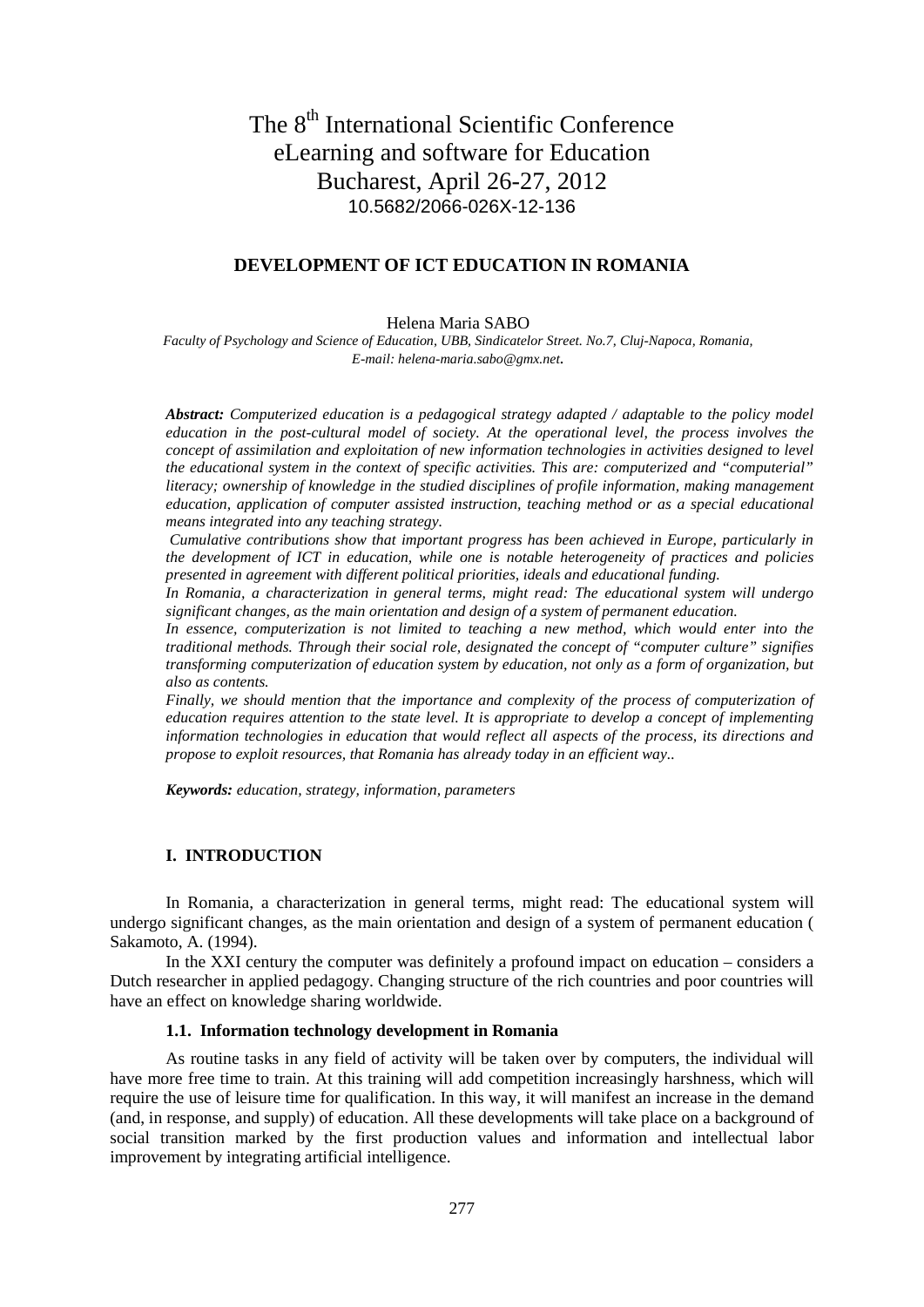# The 8[th] International Scientific Conference eLearning and software for Education Bucharest, April 26-27, 2012

10.5682/2066-026X-12-136

## DEVELOPMENT OF ICT EDUCATION IN ROMANIA

Helena Maria SABO

*Faculty of Psychology and Science of Education, UBB, Sindicatelor Street. No.7, Cluj-Napoca, Romania, E-mail: helena-maria.sabo@gmx.net.*

***Abstract:*** *Computerized education is a pedagogical strategy adapted / adaptable to the policy model education in the post-cultural model of society. At the operational level, the process involves the concept of assimilation and exploitation of new information technologies in activities designed to level the educational system in the context of specific activities. This are: computerized and "computerial" literacy; ownership of knowledge in the studied disciplines of profile information, making management education, application of computer assisted instruction, teaching method or as a special educational means integrated into any teaching strategy.*

*Cumulative contributions show that important progress has been achieved in Europe, particularly in the development of ICT in education, while one is notable heterogeneity of practices and policies presented in agreement with different political priorities, ideals and educational funding.*

*In Romania, a characterization in general terms, might read: The educational system will undergo significant changes, as the main orientation and design of a system of permanent education.*

*In essence, computerization is not limited to teaching a new method, which would enter into the traditional methods. Through their social role, designated the concept of "computer culture" signifies transforming computerization of education system by education, not only as a form of organization, but also as contents.*

*Finally, we should mention that the importance and complexity of the process of computerization of education requires attention to the state level. It is appropriate to develop a concept of implementing information technologies in education that would reflect all aspects of the process, its directions and propose to exploit resources, that Romania has already today in an efficient way..*

***Keywords:*** *education, strategy, information, parameters*

## I. INTRODUCTION

In Romania, a characterization in general terms, might read: The educational system will undergo significant changes, as the main orientation and design of a system of permanent education ( Sakamoto, A. (1994).

In the XXI century the computer was definitely a profound impact on education – considers a Dutch researcher in applied pedagogy. Changing structure of the rich countries and poor countries will have an effect on knowledge sharing worldwide.

### 1.1. Information technology development in Romania

As routine tasks in any field of activity will be taken over by computers, the individual will have more free time to train. At this training will add competition increasingly harshness, which will require the use of leisure time for qualification. In this way, it will manifest an increase in the demand (and, in response, and supply) of education. All these developments will take place on a background of social transition marked by the first production values and information and intellectual labor improvement by integrating artificial intelligence.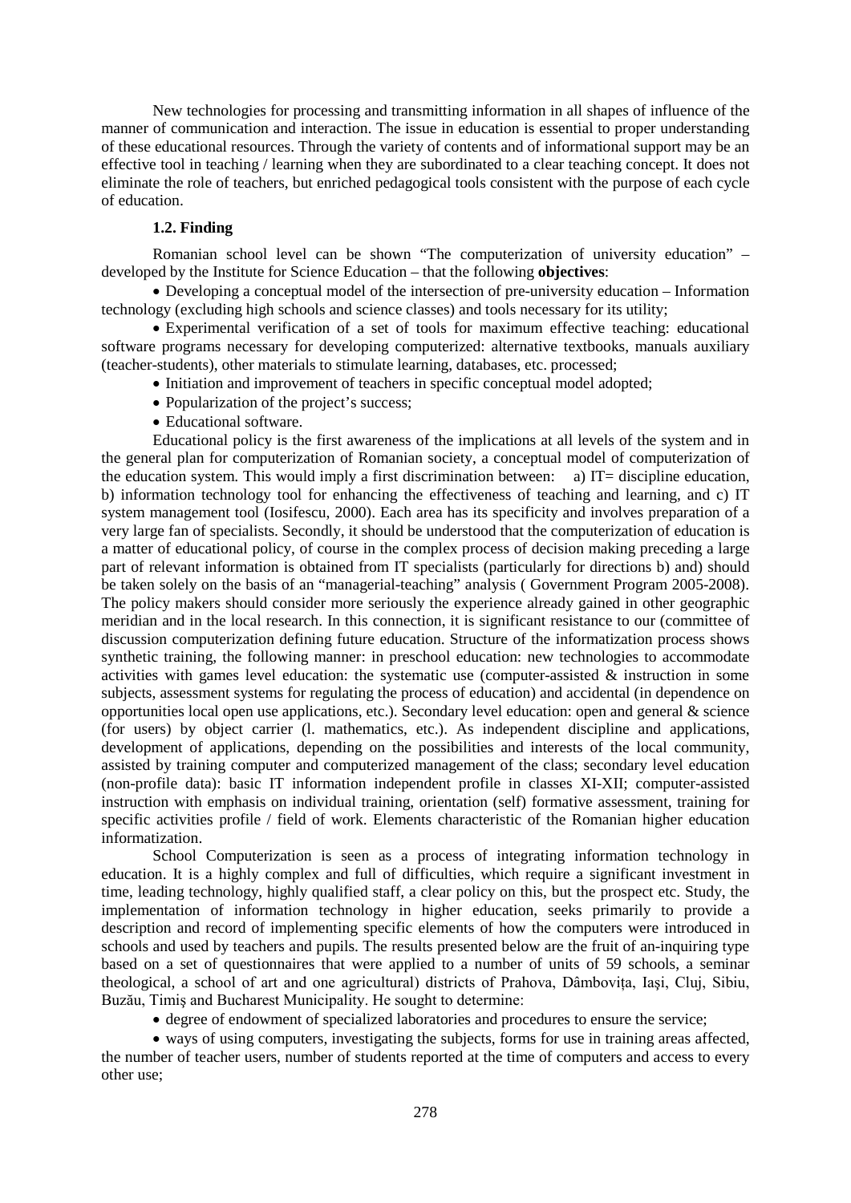New technologies for processing and transmitting information in all shapes of influence of the manner of communication and interaction. The issue in education is essential to proper understanding of these educational resources. Through the variety of contents and of informational support may be an effective tool in teaching / learning when they are subordinated to a clear teaching concept. It does not eliminate the role of teachers, but enriched pedagogical tools consistent with the purpose of each cycle of education.

### 1.2. Finding

Romanian school level can be shown "The computerization of university education" – developed by the Institute for Science Education – that the following **objectives**:

- Developing a conceptual model of the intersection of pre-university education – Information technology (excluding high schools and science classes) and tools necessary for its utility;
- Experimental verification of a set of tools for maximum effective teaching: educational software programs necessary for developing computerized: alternative textbooks, manuals auxiliary (teacher-students), other materials to stimulate learning, databases, etc. processed;
- Initiation and improvement of teachers in specific conceptual model adopted;
- Popularization of the project's success;
- Educational software.

Educational policy is the first awareness of the implications at all levels of the system and in the general plan for computerization of Romanian society, a conceptual model of computerization of the education system. This would imply a first discrimination between: a) IT= discipline education, b) information technology tool for enhancing the effectiveness of teaching and learning, and c) IT system management tool (Iosifescu, 2000). Each area has its specificity and involves preparation of a very large fan of specialists. Secondly, it should be understood that the computerization of education is a matter of educational policy, of course in the complex process of decision making preceding a large part of relevant information is obtained from IT specialists (particularly for directions b) and) should be taken solely on the basis of an "managerial-teaching" analysis ( Government Program 2005-2008). The policy makers should consider more seriously the experience already gained in other geographic meridian and in the local research. In this connection, it is significant resistance to our (committee of discussion computerization defining future education. Structure of the informatization process shows synthetic training, the following manner: in preschool education: new technologies to accommodate activities with games level education: the systematic use (computer-assisted & instruction in some subjects, assessment systems for regulating the process of education) and accidental (in dependence on opportunities local open use applications, etc.). Secondary level education: open and general & science (for users) by object carrier (l. mathematics, etc.). As independent discipline and applications, development of applications, depending on the possibilities and interests of the local community, assisted by training computer and computerized management of the class; secondary level education (non-profile data): basic IT information independent profile in classes XI-XII; computer-assisted instruction with emphasis on individual training, orientation (self) formative assessment, training for specific activities profile / field of work. Elements characteristic of the Romanian higher education informatization.

School Computerization is seen as a process of integrating information technology in education. It is a highly complex and full of difficulties, which require a significant investment in time, leading technology, highly qualified staff, a clear policy on this, but the prospect etc. Study, the implementation of information technology in higher education, seeks primarily to provide a description and record of implementing specific elements of how the computers were introduced in schools and used by teachers and pupils. The results presented below are the fruit of an-inquiring type based on a set of questionnaires that were applied to a number of units of 59 schools, a seminar theological, a school of art and one agricultural) districts of Prahova, Dâmbovița, Iași, Cluj, Sibiu, Buzău, Timiș and Bucharest Municipality. He sought to determine:

- degree of endowment of specialized laboratories and procedures to ensure the service;
- ways of using computers, investigating the subjects, forms for use in training areas affected, the number of teacher users, number of students reported at the time of computers and access to every other use;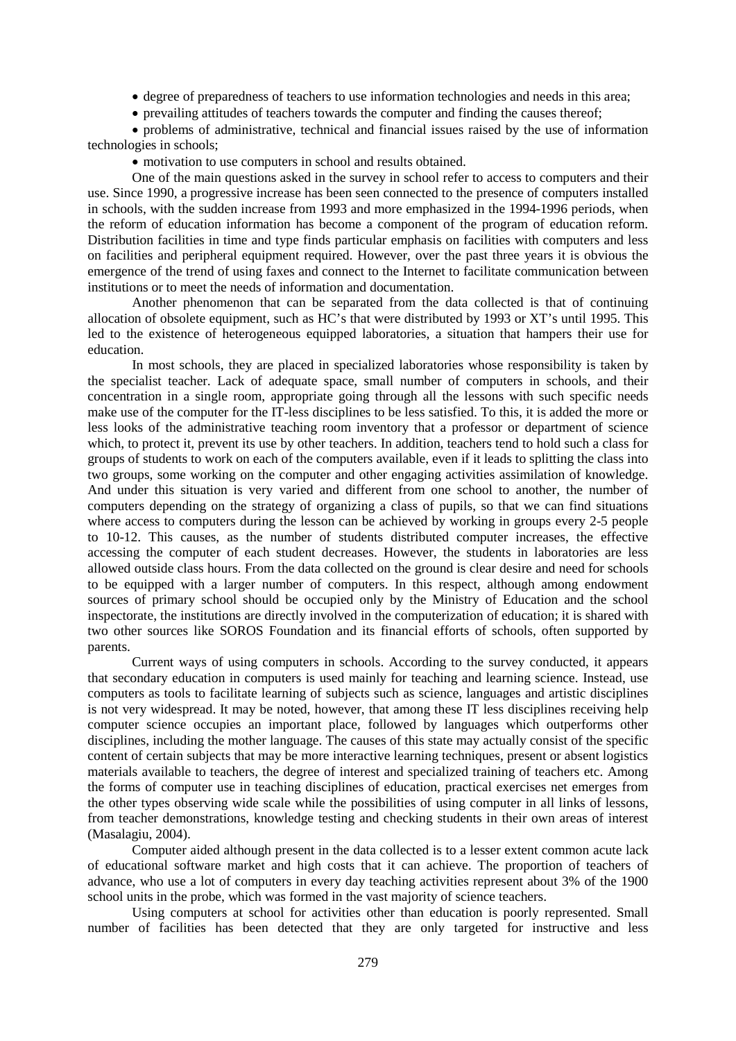- degree of preparedness of teachers to use information technologies and needs in this area;
- prevailing attitudes of teachers towards the computer and finding the causes thereof;
- problems of administrative, technical and financial issues raised by the use of information technologies in schools;
- motivation to use computers in school and results obtained.

One of the main questions asked in the survey in school refer to access to computers and their use. Since 1990, a progressive increase has been seen connected to the presence of computers installed in schools, with the sudden increase from 1993 and more emphasized in the 1994-1996 periods, when the reform of education information has become a component of the program of education reform. Distribution facilities in time and type finds particular emphasis on facilities with computers and less on facilities and peripheral equipment required. However, over the past three years it is obvious the emergence of the trend of using faxes and connect to the Internet to facilitate communication between institutions or to meet the needs of information and documentation.

Another phenomenon that can be separated from the data collected is that of continuing allocation of obsolete equipment, such as HC's that were distributed by 1993 or XT's until 1995. This led to the existence of heterogeneous equipped laboratories, a situation that hampers their use for education.

In most schools, they are placed in specialized laboratories whose responsibility is taken by the specialist teacher. Lack of adequate space, small number of computers in schools, and their concentration in a single room, appropriate going through all the lessons with such specific needs make use of the computer for the IT-less disciplines to be less satisfied. To this, it is added the more or less looks of the administrative teaching room inventory that a professor or department of science which, to protect it, prevent its use by other teachers. In addition, teachers tend to hold such a class for groups of students to work on each of the computers available, even if it leads to splitting the class into two groups, some working on the computer and other engaging activities assimilation of knowledge. And under this situation is very varied and different from one school to another, the number of computers depending on the strategy of organizing a class of pupils, so that we can find situations where access to computers during the lesson can be achieved by working in groups every 2-5 people to 10-12. This causes, as the number of students distributed computer increases, the effective accessing the computer of each student decreases. However, the students in laboratories are less allowed outside class hours. From the data collected on the ground is clear desire and need for schools to be equipped with a larger number of computers. In this respect, although among endowment sources of primary school should be occupied only by the Ministry of Education and the school inspectorate, the institutions are directly involved in the computerization of education; it is shared with two other sources like SOROS Foundation and its financial efforts of schools, often supported by parents.

Current ways of using computers in schools. According to the survey conducted, it appears that secondary education in computers is used mainly for teaching and learning science. Instead, use computers as tools to facilitate learning of subjects such as science, languages and artistic disciplines is not very widespread. It may be noted, however, that among these IT less disciplines receiving help computer science occupies an important place, followed by languages which outperforms other disciplines, including the mother language. The causes of this state may actually consist of the specific content of certain subjects that may be more interactive learning techniques, present or absent logistics materials available to teachers, the degree of interest and specialized training of teachers etc. Among the forms of computer use in teaching disciplines of education, practical exercises net emerges from the other types observing wide scale while the possibilities of using computer in all links of lessons, from teacher demonstrations, knowledge testing and checking students in their own areas of interest (Masalagiu, 2004).

Computer aided although present in the data collected is to a lesser extent common acute lack of educational software market and high costs that it can achieve. The proportion of teachers of advance, who use a lot of computers in every day teaching activities represent about 3% of the 1900 school units in the probe, which was formed in the vast majority of science teachers.

Using computers at school for activities other than education is poorly represented. Small number of facilities has been detected that they are only targeted for instructive and less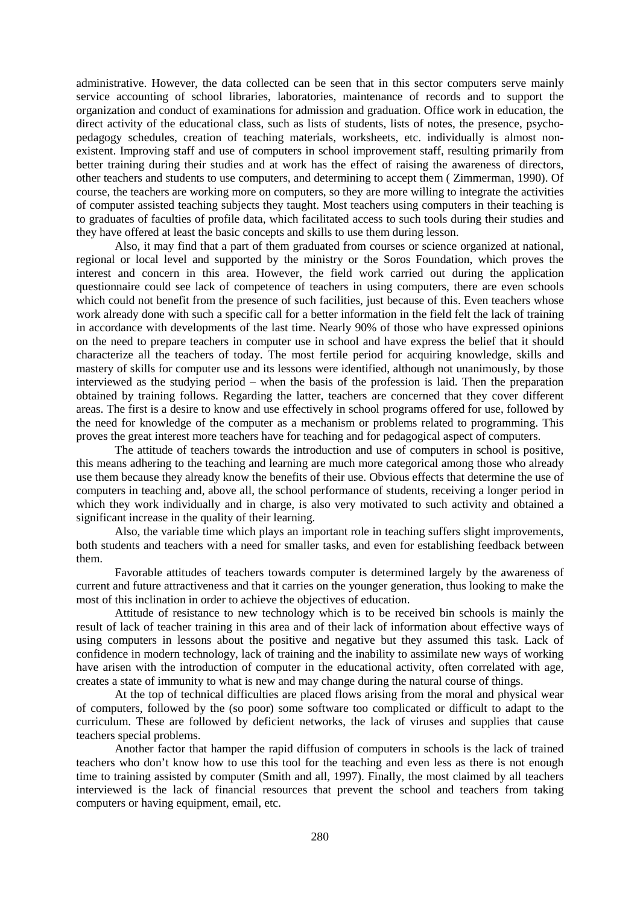administrative. However, the data collected can be seen that in this sector computers serve mainly service accounting of school libraries, laboratories, maintenance of records and to support the organization and conduct of examinations for admission and graduation. Office work in education, the direct activity of the educational class, such as lists of students, lists of notes, the presence, psycho-pedagogy schedules, creation of teaching materials, worksheets, etc. individually is almost non-existent. Improving staff and use of computers in school improvement staff, resulting primarily from better training during their studies and at work has the effect of raising the awareness of directors, other teachers and students to use computers, and determining to accept them ( Zimmerman, 1990). Of course, the teachers are working more on computers, so they are more willing to integrate the activities of computer assisted teaching subjects they taught. Most teachers using computers in their teaching is to graduates of faculties of profile data, which facilitated access to such tools during their studies and they have offered at least the basic concepts and skills to use them during lesson.

Also, it may find that a part of them graduated from courses or science organized at national, regional or local level and supported by the ministry or the Soros Foundation, which proves the interest and concern in this area. However, the field work carried out during the application questionnaire could see lack of competence of teachers in using computers, there are even schools which could not benefit from the presence of such facilities, just because of this. Even teachers whose work already done with such a specific call for a better information in the field felt the lack of training in accordance with developments of the last time. Nearly 90% of those who have expressed opinions on the need to prepare teachers in computer use in school and have express the belief that it should characterize all the teachers of today. The most fertile period for acquiring knowledge, skills and mastery of skills for computer use and its lessons were identified, although not unanimously, by those interviewed as the studying period – when the basis of the profession is laid. Then the preparation obtained by training follows. Regarding the latter, teachers are concerned that they cover different areas. The first is a desire to know and use effectively in school programs offered for use, followed by the need for knowledge of the computer as a mechanism or problems related to programming. This proves the great interest more teachers have for teaching and for pedagogical aspect of computers.

The attitude of teachers towards the introduction and use of computers in school is positive, this means adhering to the teaching and learning are much more categorical among those who already use them because they already know the benefits of their use. Obvious effects that determine the use of computers in teaching and, above all, the school performance of students, receiving a longer period in which they work individually and in charge, is also very motivated to such activity and obtained a significant increase in the quality of their learning.

Also, the variable time which plays an important role in teaching suffers slight improvements, both students and teachers with a need for smaller tasks, and even for establishing feedback between them.

Favorable attitudes of teachers towards computer is determined largely by the awareness of current and future attractiveness and that it carries on the younger generation, thus looking to make the most of this inclination in order to achieve the objectives of education.

Attitude of resistance to new technology which is to be received bin schools is mainly the result of lack of teacher training in this area and of their lack of information about effective ways of using computers in lessons about the positive and negative but they assumed this task. Lack of confidence in modern technology, lack of training and the inability to assimilate new ways of working have arisen with the introduction of computer in the educational activity, often correlated with age, creates a state of immunity to what is new and may change during the natural course of things.

At the top of technical difficulties are placed flows arising from the moral and physical wear of computers, followed by the (so poor) some software too complicated or difficult to adapt to the curriculum. These are followed by deficient networks, the lack of viruses and supplies that cause teachers special problems.

Another factor that hamper the rapid diffusion of computers in schools is the lack of trained teachers who don't know how to use this tool for the teaching and even less as there is not enough time to training assisted by computer (Smith and all, 1997). Finally, the most claimed by all teachers interviewed is the lack of financial resources that prevent the school and teachers from taking computers or having equipment, email, etc.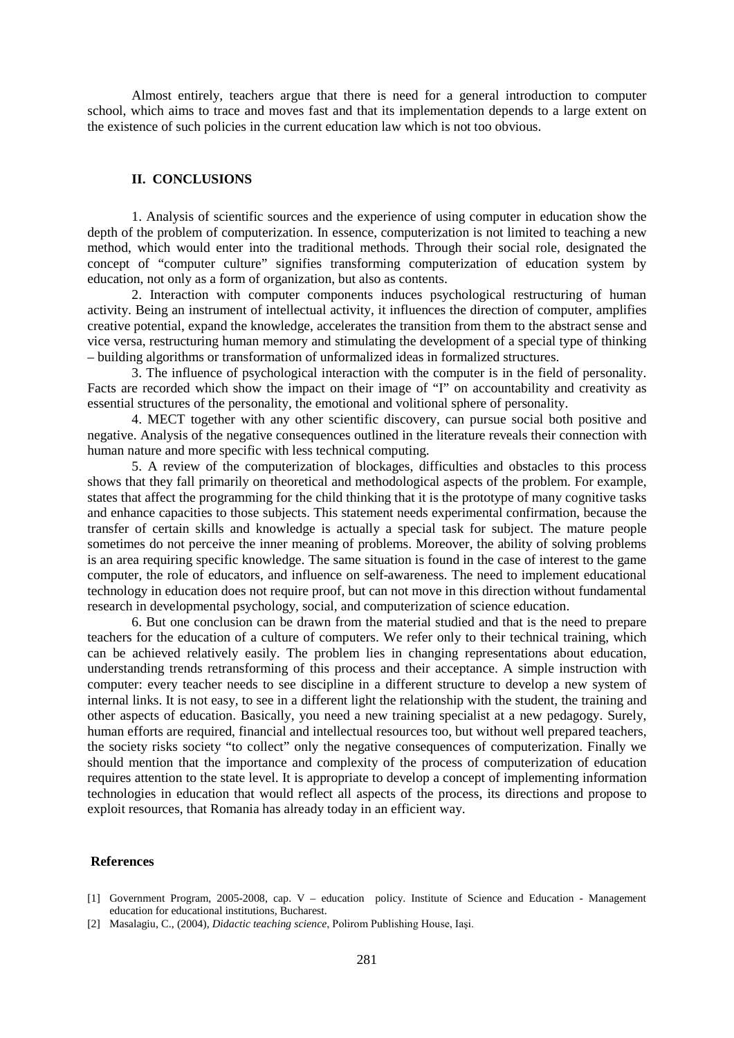Almost entirely, teachers argue that there is need for a general introduction to computer school, which aims to trace and moves fast and that its implementation depends to a large extent on the existence of such policies in the current education law which is not too obvious.

## II. CONCLUSIONS

1. Analysis of scientific sources and the experience of using computer in education show the depth of the problem of computerization. In essence, computerization is not limited to teaching a new method, which would enter into the traditional methods. Through their social role, designated the concept of "computer culture" signifies transforming computerization of education system by education, not only as a form of organization, but also as contents.

2. Interaction with computer components induces psychological restructuring of human activity. Being an instrument of intellectual activity, it influences the direction of computer, amplifies creative potential, expand the knowledge, accelerates the transition from them to the abstract sense and vice versa, restructuring human memory and stimulating the development of a special type of thinking – building algorithms or transformation of unformalized ideas in formalized structures.

3. The influence of psychological interaction with the computer is in the field of personality. Facts are recorded which show the impact on their image of "I" on accountability and creativity as essential structures of the personality, the emotional and volitional sphere of personality.

4. MECT together with any other scientific discovery, can pursue social both positive and negative. Analysis of the negative consequences outlined in the literature reveals their connection with human nature and more specific with less technical computing.

5. A review of the computerization of blockages, difficulties and obstacles to this process shows that they fall primarily on theoretical and methodological aspects of the problem. For example, states that affect the programming for the child thinking that it is the prototype of many cognitive tasks and enhance capacities to those subjects. This statement needs experimental confirmation, because the transfer of certain skills and knowledge is actually a special task for subject. The mature people sometimes do not perceive the inner meaning of problems. Moreover, the ability of solving problems is an area requiring specific knowledge. The same situation is found in the case of interest to the game computer, the role of educators, and influence on self-awareness. The need to implement educational technology in education does not require proof, but can not move in this direction without fundamental research in developmental psychology, social, and computerization of science education.

6. But one conclusion can be drawn from the material studied and that is the need to prepare teachers for the education of a culture of computers. We refer only to their technical training, which can be achieved relatively easily. The problem lies in changing representations about education, understanding trends retransforming of this process and their acceptance. A simple instruction with computer: every teacher needs to see discipline in a different structure to develop a new system of internal links. It is not easy, to see in a different light the relationship with the student, the training and other aspects of education. Basically, you need a new training specialist at a new pedagogy. Surely, human efforts are required, financial and intellectual resources too, but without well prepared teachers, the society risks society "to collect" only the negative consequences of computerization. Finally we should mention that the importance and complexity of the process of computerization of education requires attention to the state level. It is appropriate to develop a concept of implementing information technologies in education that would reflect all aspects of the process, its directions and propose to exploit resources, that Romania has already today in an efficient way.

## References

[1] Government Program, 2005-2008, cap. V – education policy. Institute of Science and Education - Management education for educational institutions, Bucharest.

[2] Masalagiu, C., (2004), *Didactic teaching science*, Polirom Publishing House, Iași.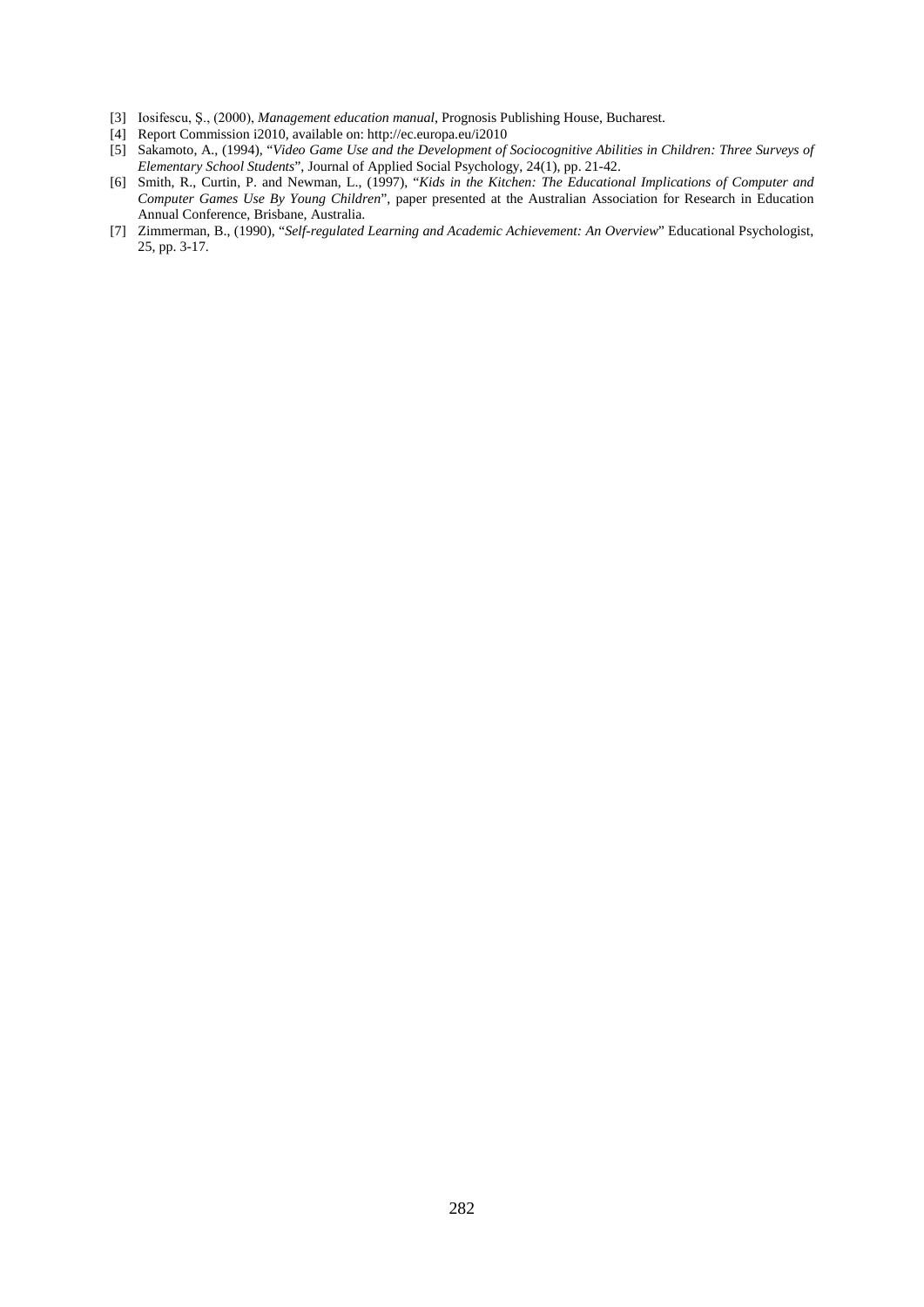[3] Iosifescu, Ş., (2000), *Management education manual*, Prognosis Publishing House, Bucharest.

[4] Report Commission i2010, available on: http://ec.europa.eu/i2010

[5] Sakamoto, A., (1994), "*Video Game Use and the Development of Sociocognitive Abilities in Children: Three Surveys of Elementary School Students*", Journal of Applied Social Psychology, 24(1), pp. 21-42.

[6] Smith, R., Curtin, P. and Newman, L., (1997), "*Kids in the Kitchen: The Educational Implications of Computer and Computer Games Use By Young Children*", paper presented at the Australian Association for Research in Education Annual Conference, Brisbane, Australia.

[7] Zimmerman, B., (1990), "*Self-regulated Learning and Academic Achievement: An Overview*" Educational Psychologist, 25, pp. 3-17.